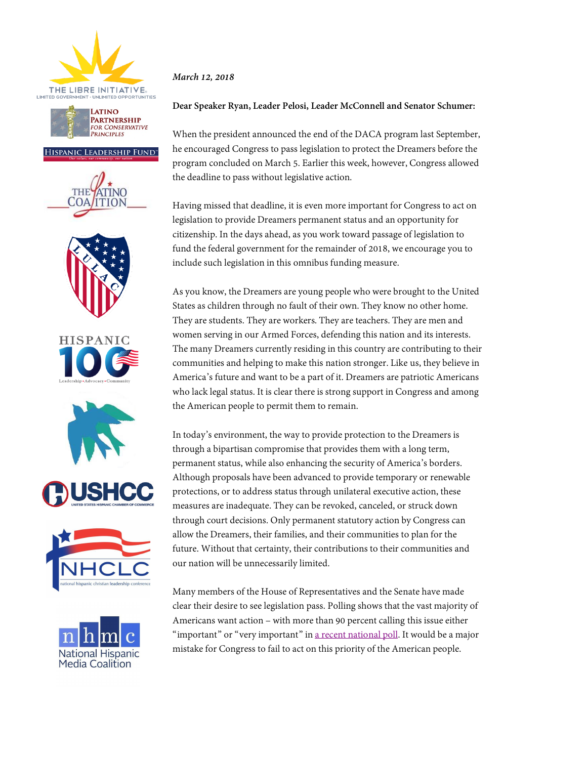THE LIBRE INITIATIVE
LIMITED GOVERNMENT · UNLIMITED OPPORTUNITIES

LATINO PARTNERSHIP FOR CONSERVATIVE PRINCIPLES

HISPANIC LEADERSHIP FUND

THE LATINO COALITION

LULAC

HISPANIC 100
Leadership • Advocacy • Community

USHCC
UNITED STATES HISPANIC CHAMBER OF COMMERCE

NHCLC
national hispanic christian leadership conference

nhmc
National Hispanic Media Coalition

***March 12, 2018***

**Dear Speaker Ryan, Leader Pelosi, Leader McConnell and Senator Schumer:**

When the president announced the end of the DACA program last September, he encouraged Congress to pass legislation to protect the Dreamers before the program concluded on March 5. Earlier this week, however, Congress allowed the deadline to pass without legislative action.

Having missed that deadline, it is even more important for Congress to act on legislation to provide Dreamers permanent status and an opportunity for citizenship. In the days ahead, as you work toward passage of legislation to fund the federal government for the remainder of 2018, we encourage you to include such legislation in this omnibus funding measure.

As you know, the Dreamers are young people who were brought to the United States as children through no fault of their own. They know no other home. They are students. They are workers. They are teachers. They are men and women serving in our Armed Forces, defending this nation and its interests. The many Dreamers currently residing in this country are contributing to their communities and helping to make this nation stronger. Like us, they believe in America's future and want to be a part of it. Dreamers are patriotic Americans who lack legal status. It is clear there is strong support in Congress and among the American people to permit them to remain.

In today's environment, the way to provide protection to the Dreamers is through a bipartisan compromise that provides them with a long term, permanent status, while also enhancing the security of America's borders. Although proposals have been advanced to provide temporary or renewable protections, or to address status through unilateral executive action, these measures are inadequate. They can be revoked, canceled, or struck down through court decisions. Only permanent statutory action by Congress can allow the Dreamers, their families, and their communities to plan for the future. Without that certainty, their contributions to their communities and our nation will be unnecessarily limited.

Many members of the House of Representatives and the Senate have made clear their desire to see legislation pass. Polling shows that the vast majority of Americans want action – with more than 90 percent calling this issue either "important" or "very important" in a recent national poll. It would be a major mistake for Congress to fail to act on this priority of the American people.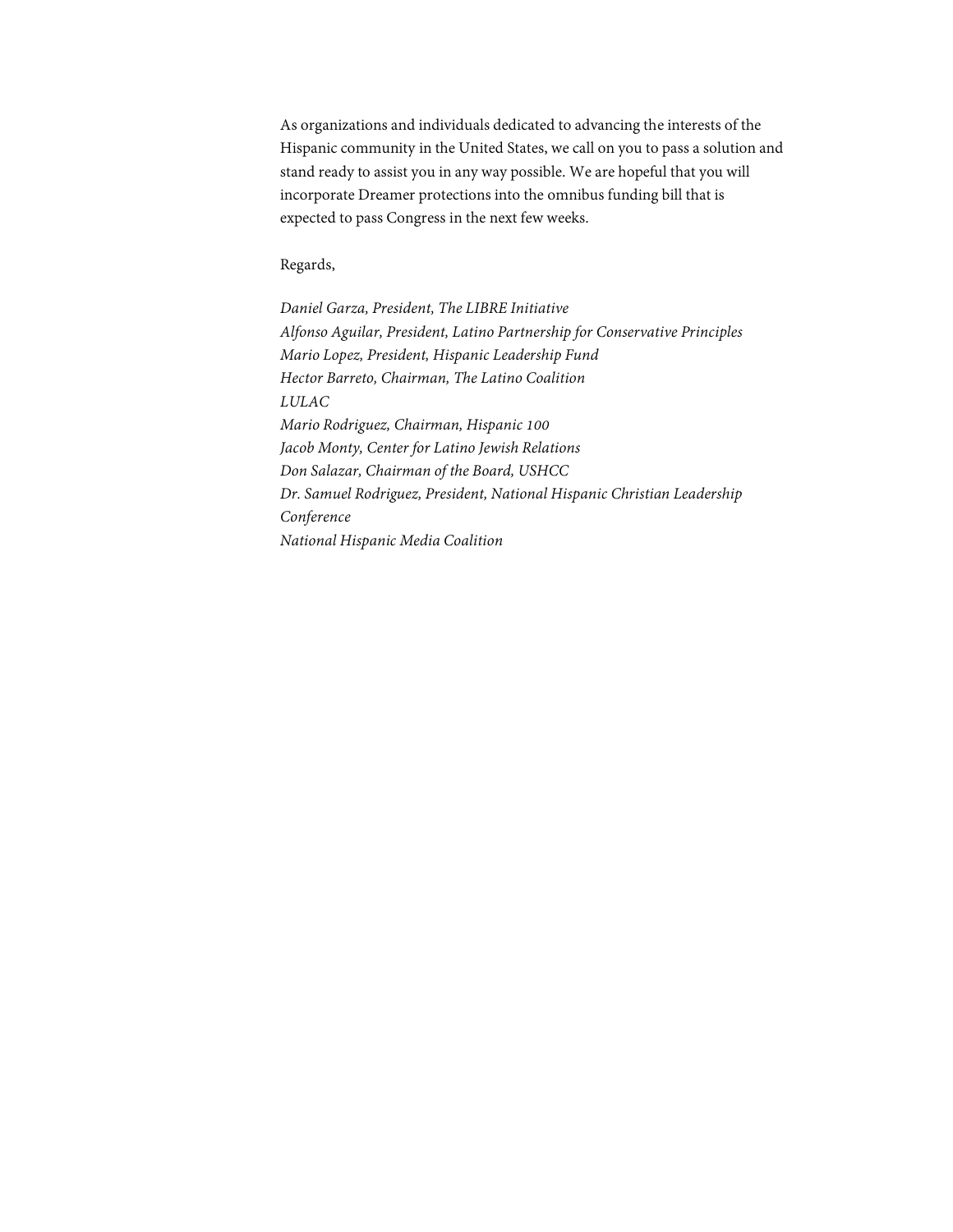As organizations and individuals dedicated to advancing the interests of the Hispanic community in the United States, we call on you to pass a solution and stand ready to assist you in any way possible. We are hopeful that you will incorporate Dreamer protections into the omnibus funding bill that is expected to pass Congress in the next few weeks.

Regards,

*Daniel Garza, President, The LIBRE Initiative*
*Alfonso Aguilar, President, Latino Partnership for Conservative Principles*
*Mario Lopez, President, Hispanic Leadership Fund*
*Hector Barreto, Chairman, The Latino Coalition*
*LULAC*
*Mario Rodriguez, Chairman, Hispanic 100*
*Jacob Monty, Center for Latino Jewish Relations*
*Don Salazar, Chairman of the Board, USHCC*
*Dr. Samuel Rodriguez, President, National Hispanic Christian Leadership Conference*
*National Hispanic Media Coalition*